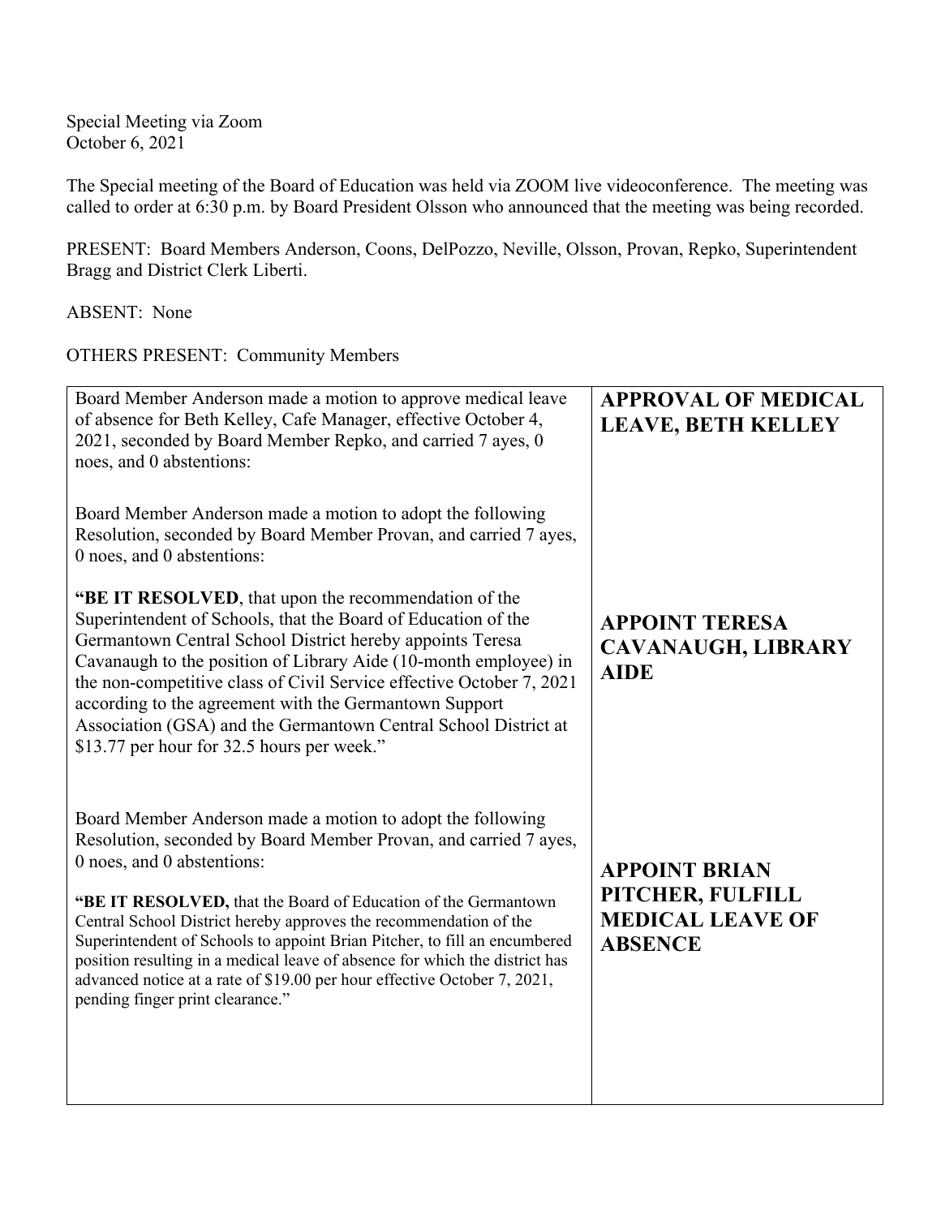Special Meeting via Zoom
October 6, 2021

The Special meeting of the Board of Education was held via ZOOM live videoconference. The meeting was called to order at 6:30 p.m. by Board President Olsson who announced that the meeting was being recorded.

PRESENT: Board Members Anderson, Coons, DelPozzo, Neville, Olsson, Provan, Repko, Superintendent Bragg and District Clerk Liberti.

ABSENT: None

OTHERS PRESENT: Community Members

| | |
|---|---|
| Board Member Anderson made a motion to approve medical leave of absence for Beth Kelley, Cafe Manager, effective October 4, 2021, seconded by Board Member Repko, and carried 7 ayes, 0 noes, and 0 abstentions: | **APPROVAL OF MEDICAL LEAVE, BETH KELLEY** |
| Board Member Anderson made a motion to adopt the following Resolution, seconded by Board Member Provan, and carried 7 ayes, 0 noes, and 0 abstentions:<br><br>**"BE IT RESOLVED**, that upon the recommendation of the Superintendent of Schools, that the Board of Education of the Germantown Central School District hereby appoints Teresa Cavanaugh to the position of Library Aide (10-month employee) in the non-competitive class of Civil Service effective October 7, 2021 according to the agreement with the Germantown Support Association (GSA) and the Germantown Central School District at $13.77 per hour for 32.5 hours per week." | **APPOINT TERESA CAVANAUGH, LIBRARY AIDE** |
| Board Member Anderson made a motion to adopt the following Resolution, seconded by Board Member Provan, and carried 7 ayes, 0 noes, and 0 abstentions:<br><br>**"BE IT RESOLVED,** that the Board of Education of the Germantown Central School District hereby approves the recommendation of the Superintendent of Schools to appoint Brian Pitcher, to fill an encumbered position resulting in a medical leave of absence for which the district has advanced notice at a rate of $19.00 per hour effective October 7, 2021, pending finger print clearance." | **APPOINT BRIAN PITCHER, FULFILL MEDICAL LEAVE OF ABSENCE** |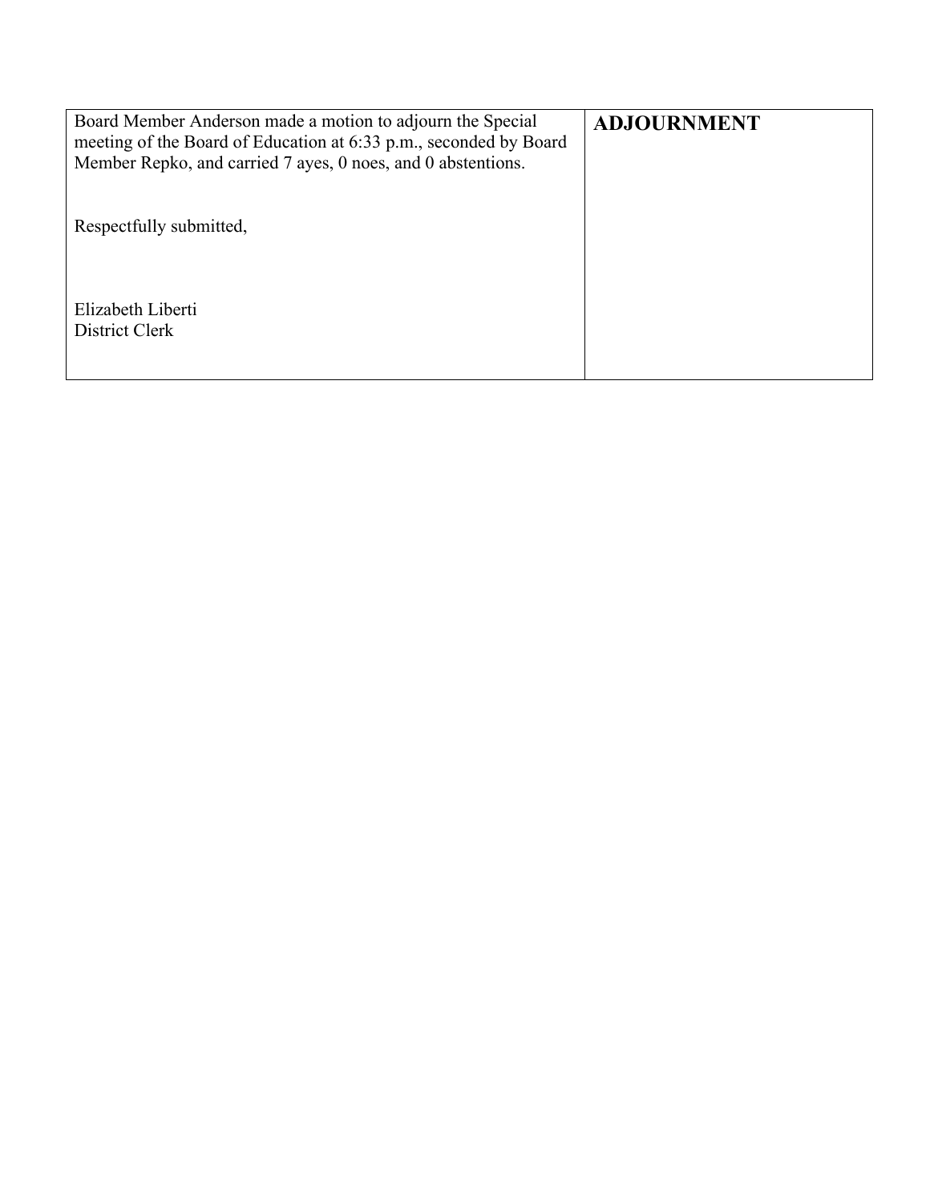| | |
| --- | --- |
| Board Member Anderson made a motion to adjourn the Special meeting of the Board of Education at 6:33 p.m., seconded by Board Member Repko, and carried 7 ayes, 0 noes, and 0 abstentions.<br><br>Respectfully submitted,<br><br>Elizabeth Liberti<br>District Clerk | **ADJOURNMENT** |